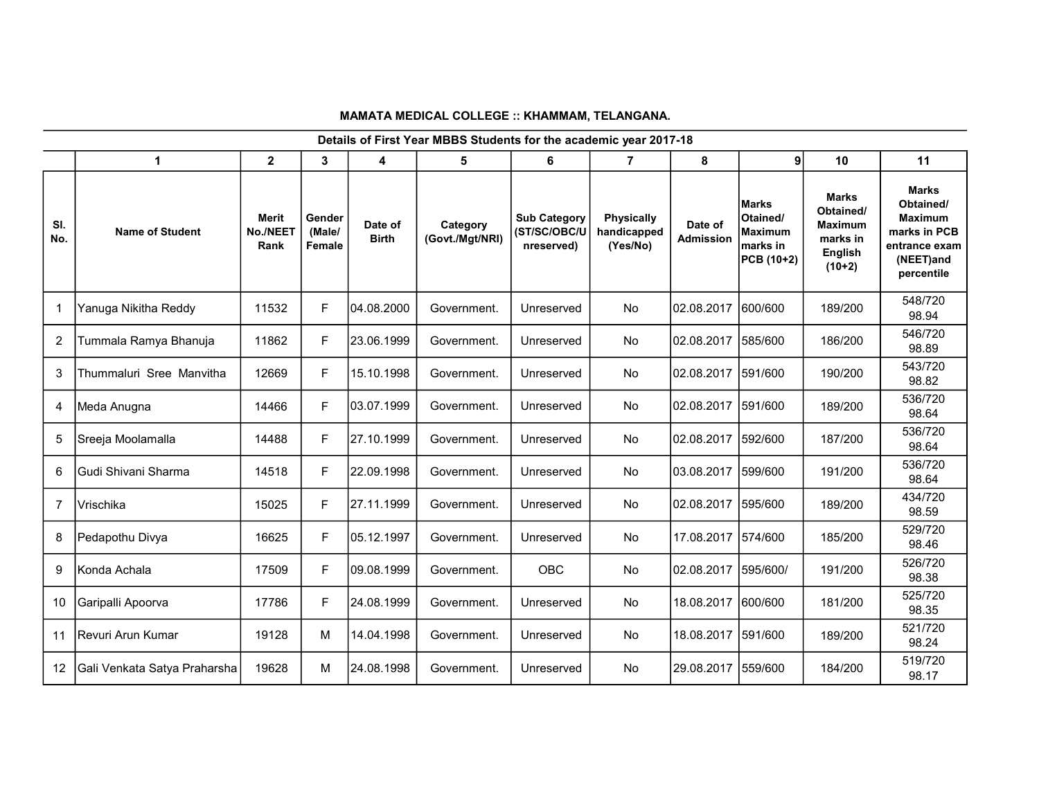**MAMATA MEDICAL COLLEGE :: KHAMMAM, TELANGANA.**

**Details of First Year MBBS Students for the academic year 2017-18**

| | 1 | 2 | 3 | 4 | 5 | 6 | 7 | 8 | 9 | 10 | 11 |
|---|---|---|---|---|---|---|---|---|---|---|---|
| Sl. No. | Name of Student | Merit No./NEET Rank | Gender (Male/ Female | Date of Birth | Category (Govt./Mgt/NRI) | Sub Category (ST/SC/OBC/Unreserved) | Physically handicapped (Yes/No) | Date of Admission | Marks Otained/ Maximum marks in PCB (10+2) | Marks Obtained/ Maximum marks in English (10+2) | Marks Obtained/ Maximum marks in PCB entrance exam (NEET)and percentile |
| 1 | Yanuga Nikitha Reddy | 11532 | F | 04.08.2000 | Government. | Unreserved | No | 02.08.2017 | 600/600 | 189/200 | 548/720 98.94 |
| 2 | Tummala Ramya Bhanuja | 11862 | F | 23.06.1999 | Government. | Unreserved | No | 02.08.2017 | 585/600 | 186/200 | 546/720 98.89 |
| 3 | Thummaluri Sree Manvitha | 12669 | F | 15.10.1998 | Government. | Unreserved | No | 02.08.2017 | 591/600 | 190/200 | 543/720 98.82 |
| 4 | Meda Anugna | 14466 | F | 03.07.1999 | Government. | Unreserved | No | 02.08.2017 | 591/600 | 189/200 | 536/720 98.64 |
| 5 | Sreeja Moolamalla | 14488 | F | 27.10.1999 | Government. | Unreserved | No | 02.08.2017 | 592/600 | 187/200 | 536/720 98.64 |
| 6 | Gudi Shivani Sharma | 14518 | F | 22.09.1998 | Government. | Unreserved | No | 03.08.2017 | 599/600 | 191/200 | 536/720 98.64 |
| 7 | Vrischika | 15025 | F | 27.11.1999 | Government. | Unreserved | No | 02.08.2017 | 595/600 | 189/200 | 434/720 98.59 |
| 8 | Pedapothu Divya | 16625 | F | 05.12.1997 | Government. | Unreserved | No | 17.08.2017 | 574/600 | 185/200 | 529/720 98.46 |
| 9 | Konda Achala | 17509 | F | 09.08.1999 | Government. | OBC | No | 02.08.2017 | 595/600/ | 191/200 | 526/720 98.38 |
| 10 | Garipalli Apoorva | 17786 | F | 24.08.1999 | Government. | Unreserved | No | 18.08.2017 | 600/600 | 181/200 | 525/720 98.35 |
| 11 | Revuri Arun Kumar | 19128 | M | 14.04.1998 | Government. | Unreserved | No | 18.08.2017 | 591/600 | 189/200 | 521/720 98.24 |
| 12 | Gali Venkata Satya Praharsha | 19628 | M | 24.08.1998 | Government. | Unreserved | No | 29.08.2017 | 559/600 | 184/200 | 519/720 98.17 |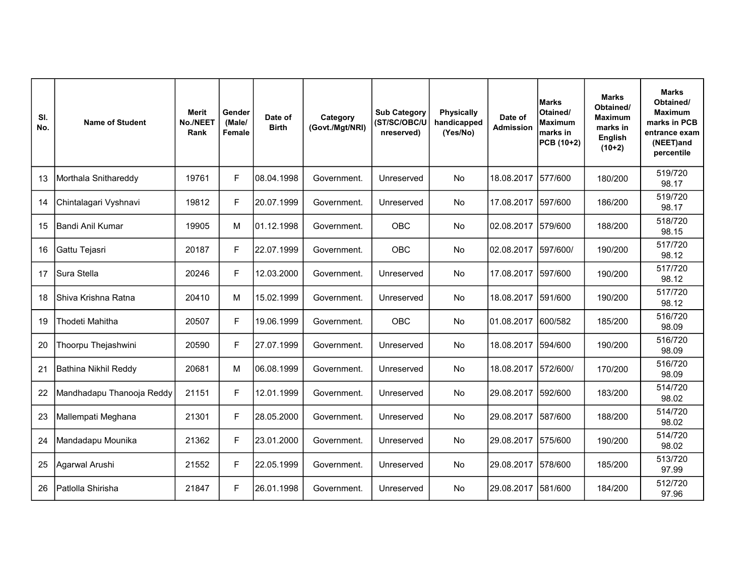| Sl. No. | Name of Student | Merit No./NEET Rank | Gender (Male/ Female | Date of Birth | Category (Govt./Mgt/NRI) | Sub Category (ST/SC/OBC/Unreserved) | Physically handicapped (Yes/No) | Date of Admission | Marks Otained/ Maximum marks in PCB (10+2) | Marks Obtained/ Maximum marks in English (10+2) | Marks Obtained/ Maximum marks in PCB entrance exam (NEET)and percentile |
|---|---|---|---|---|---|---|---|---|---|---|---|
| 13 | Morthala Snithareddy | 19761 | F | 08.04.1998 | Government. | Unreserved | No | 18.08.2017 | 577/600 | 180/200 | 519/720 98.17 |
| 14 | Chintalagari Vyshnavi | 19812 | F | 20.07.1999 | Government. | Unreserved | No | 17.08.2017 | 597/600 | 186/200 | 519/720 98.17 |
| 15 | Bandi Anil Kumar | 19905 | M | 01.12.1998 | Government. | OBC | No | 02.08.2017 | 579/600 | 188/200 | 518/720 98.15 |
| 16 | Gattu Tejasri | 20187 | F | 22.07.1999 | Government. | OBC | No | 02.08.2017 | 597/600/ | 190/200 | 517/720 98.12 |
| 17 | Sura Stella | 20246 | F | 12.03.2000 | Government. | Unreserved | No | 17.08.2017 | 597/600 | 190/200 | 517/720 98.12 |
| 18 | Shiva Krishna Ratna | 20410 | M | 15.02.1999 | Government. | Unreserved | No | 18.08.2017 | 591/600 | 190/200 | 517/720 98.12 |
| 19 | Thodeti Mahitha | 20507 | F | 19.06.1999 | Government. | OBC | No | 01.08.2017 | 600/582 | 185/200 | 516/720 98.09 |
| 20 | Thoorpu Thejashwini | 20590 | F | 27.07.1999 | Government. | Unreserved | No | 18.08.2017 | 594/600 | 190/200 | 516/720 98.09 |
| 21 | Bathina Nikhil Reddy | 20681 | M | 06.08.1999 | Government. | Unreserved | No | 18.08.2017 | 572/600/ | 170/200 | 516/720 98.09 |
| 22 | Mandhadapu Thanooja Reddy | 21151 | F | 12.01.1999 | Government. | Unreserved | No | 29.08.2017 | 592/600 | 183/200 | 514/720 98.02 |
| 23 | Mallempati Meghana | 21301 | F | 28.05.2000 | Government. | Unreserved | No | 29.08.2017 | 587/600 | 188/200 | 514/720 98.02 |
| 24 | Mandadapu Mounika | 21362 | F | 23.01.2000 | Government. | Unreserved | No | 29.08.2017 | 575/600 | 190/200 | 514/720 98.02 |
| 25 | Agarwal Arushi | 21552 | F | 22.05.1999 | Government. | Unreserved | No | 29.08.2017 | 578/600 | 185/200 | 513/720 97.99 |
| 26 | Patlolla Shirisha | 21847 | F | 26.01.1998 | Government. | Unreserved | No | 29.08.2017 | 581/600 | 184/200 | 512/720 97.96 |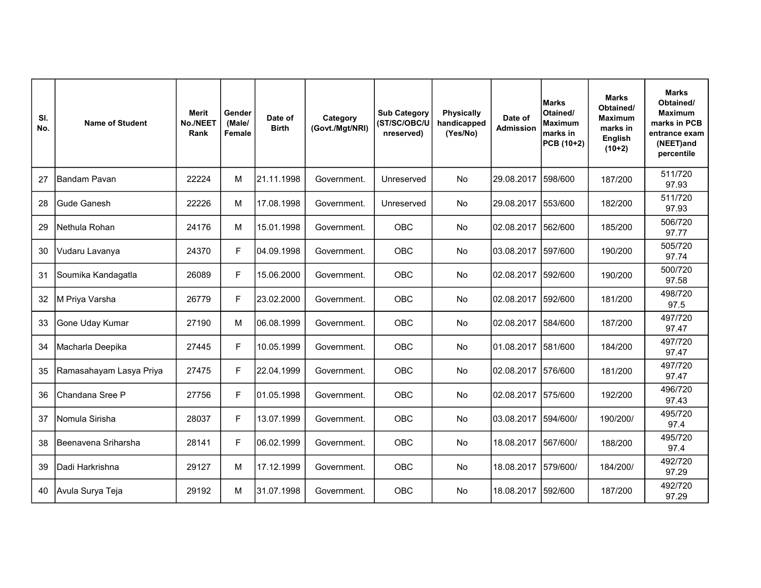| Sl. No. | Name of Student | Merit No./NEET Rank | Gender (Male/ Female | Date of Birth | Category (Govt./Mgt/NRI) | Sub Category (ST/SC/OBC/Unreserved) | Physically handicapped (Yes/No) | Date of Admission | Marks Otained/ Maximum marks in PCB (10+2) | Marks Obtained/ Maximum marks in English (10+2) | Marks Obtained/ Maximum marks in PCB entrance exam (NEET)and percentile |
|---|---|---|---|---|---|---|---|---|---|---|---|
| 27 | Bandam Pavan | 22224 | M | 21.11.1998 | Government. | Unreserved | No | 29.08.2017 | 598/600 | 187/200 | 511/720 97.93 |
| 28 | Gude Ganesh | 22226 | M | 17.08.1998 | Government. | Unreserved | No | 29.08.2017 | 553/600 | 182/200 | 511/720 97.93 |
| 29 | Nethula Rohan | 24176 | M | 15.01.1998 | Government. | OBC | No | 02.08.2017 | 562/600 | 185/200 | 506/720 97.77 |
| 30 | Vudaru Lavanya | 24370 | F | 04.09.1998 | Government. | OBC | No | 03.08.2017 | 597/600 | 190/200 | 505/720 97.74 |
| 31 | Soumika Kandagatla | 26089 | F | 15.06.2000 | Government. | OBC | No | 02.08.2017 | 592/600 | 190/200 | 500/720 97.58 |
| 32 | M Priya Varsha | 26779 | F | 23.02.2000 | Government. | OBC | No | 02.08.2017 | 592/600 | 181/200 | 498/720 97.5 |
| 33 | Gone Uday Kumar | 27190 | M | 06.08.1999 | Government. | OBC | No | 02.08.2017 | 584/600 | 187/200 | 497/720 97.47 |
| 34 | Macharla Deepika | 27445 | F | 10.05.1999 | Government. | OBC | No | 01.08.2017 | 581/600 | 184/200 | 497/720 97.47 |
| 35 | Ramasahayam Lasya Priya | 27475 | F | 22.04.1999 | Government. | OBC | No | 02.08.2017 | 576/600 | 181/200 | 497/720 97.47 |
| 36 | Chandana Sree P | 27756 | F | 01.05.1998 | Government. | OBC | No | 02.08.2017 | 575/600 | 192/200 | 496/720 97.43 |
| 37 | Nomula Sirisha | 28037 | F | 13.07.1999 | Government. | OBC | No | 03.08.2017 | 594/600/ | 190/200/ | 495/720 97.4 |
| 38 | Beenavena Sriharsha | 28141 | F | 06.02.1999 | Government. | OBC | No | 18.08.2017 | 567/600/ | 188/200 | 495/720 97.4 |
| 39 | Dadi Harkrishna | 29127 | M | 17.12.1999 | Government. | OBC | No | 18.08.2017 | 579/600/ | 184/200/ | 492/720 97.29 |
| 40 | Avula Surya Teja | 29192 | M | 31.07.1998 | Government. | OBC | No | 18.08.2017 | 592/600 | 187/200 | 492/720 97.29 |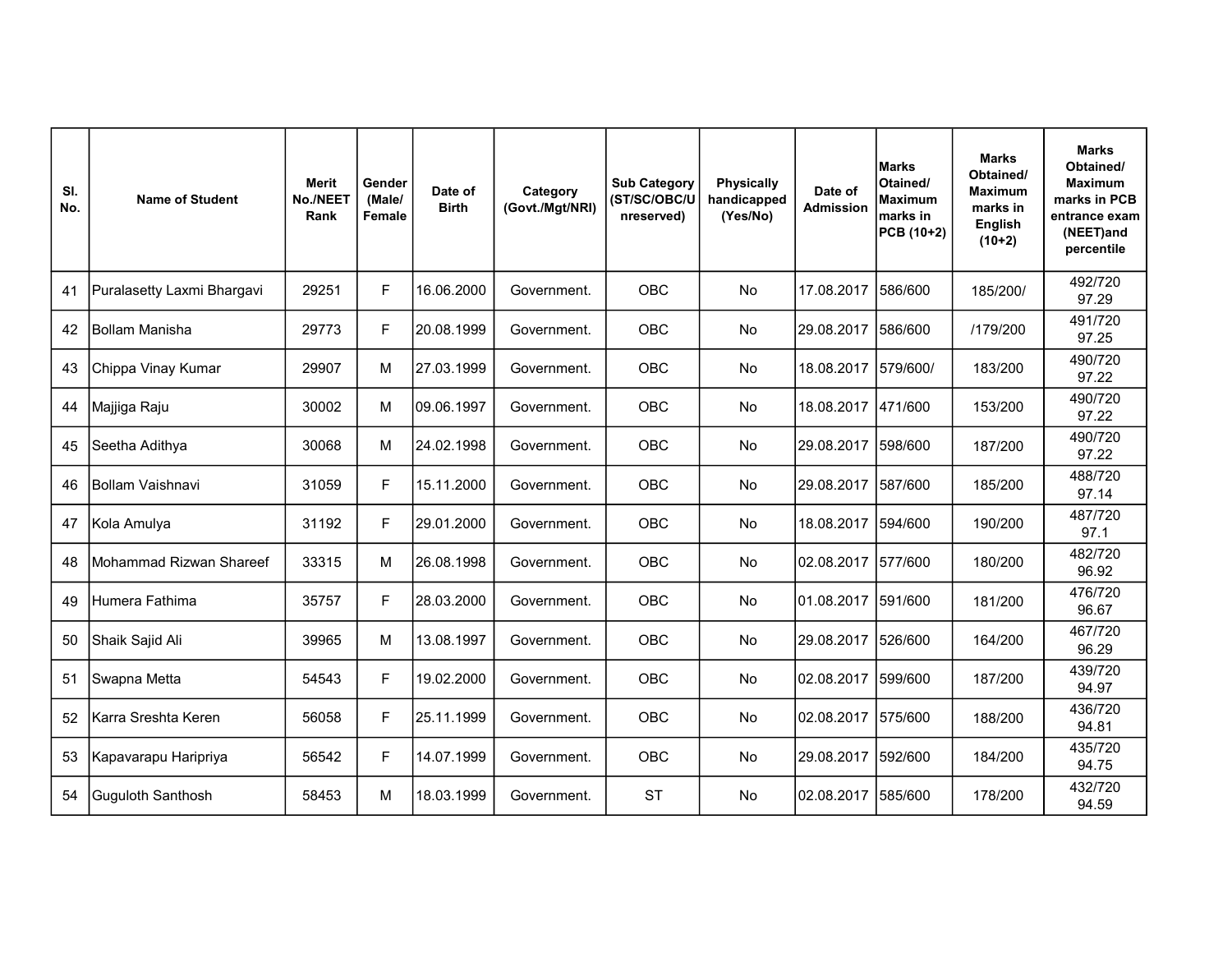| Sl. No. | Name of Student | Merit No./NEET Rank | Gender (Male/ Female | Date of Birth | Category (Govt./Mgt/NRI) | Sub Category (ST/SC/OBC/Unreserved) | Physically handicapped (Yes/No) | Date of Admission | Marks Otained/ Maximum marks in PCB (10+2) | Marks Obtained/ Maximum marks in English (10+2) | Marks Obtained/ Maximum marks in PCB entrance exam (NEET)and percentile |
|---|---|---|---|---|---|---|---|---|---|---|---|
| 41 | Puralasetty Laxmi Bhargavi | 29251 | F | 16.06.2000 | Government. | OBC | No | 17.08.2017 | 586/600 | 185/200/ | 492/720 97.29 |
| 42 | Bollam Manisha | 29773 | F | 20.08.1999 | Government. | OBC | No | 29.08.2017 | 586/600 | /179/200 | 491/720 97.25 |
| 43 | Chippa Vinay Kumar | 29907 | M | 27.03.1999 | Government. | OBC | No | 18.08.2017 | 579/600/ | 183/200 | 490/720 97.22 |
| 44 | Majjiga Raju | 30002 | M | 09.06.1997 | Government. | OBC | No | 18.08.2017 | 471/600 | 153/200 | 490/720 97.22 |
| 45 | Seetha Adithya | 30068 | M | 24.02.1998 | Government. | OBC | No | 29.08.2017 | 598/600 | 187/200 | 490/720 97.22 |
| 46 | Bollam Vaishnavi | 31059 | F | 15.11.2000 | Government. | OBC | No | 29.08.2017 | 587/600 | 185/200 | 488/720 97.14 |
| 47 | Kola Amulya | 31192 | F | 29.01.2000 | Government. | OBC | No | 18.08.2017 | 594/600 | 190/200 | 487/720 97.1 |
| 48 | Mohammad Rizwan Shareef | 33315 | M | 26.08.1998 | Government. | OBC | No | 02.08.2017 | 577/600 | 180/200 | 482/720 96.92 |
| 49 | Humera Fathima | 35757 | F | 28.03.2000 | Government. | OBC | No | 01.08.2017 | 591/600 | 181/200 | 476/720 96.67 |
| 50 | Shaik Sajid Ali | 39965 | M | 13.08.1997 | Government. | OBC | No | 29.08.2017 | 526/600 | 164/200 | 467/720 96.29 |
| 51 | Swapna Metta | 54543 | F | 19.02.2000 | Government. | OBC | No | 02.08.2017 | 599/600 | 187/200 | 439/720 94.97 |
| 52 | Karra Sreshta Keren | 56058 | F | 25.11.1999 | Government. | OBC | No | 02.08.2017 | 575/600 | 188/200 | 436/720 94.81 |
| 53 | Kapavarapu Haripriya | 56542 | F | 14.07.1999 | Government. | OBC | No | 29.08.2017 | 592/600 | 184/200 | 435/720 94.75 |
| 54 | Guguloth Santhosh | 58453 | M | 18.03.1999 | Government. | ST | No | 02.08.2017 | 585/600 | 178/200 | 432/720 94.59 |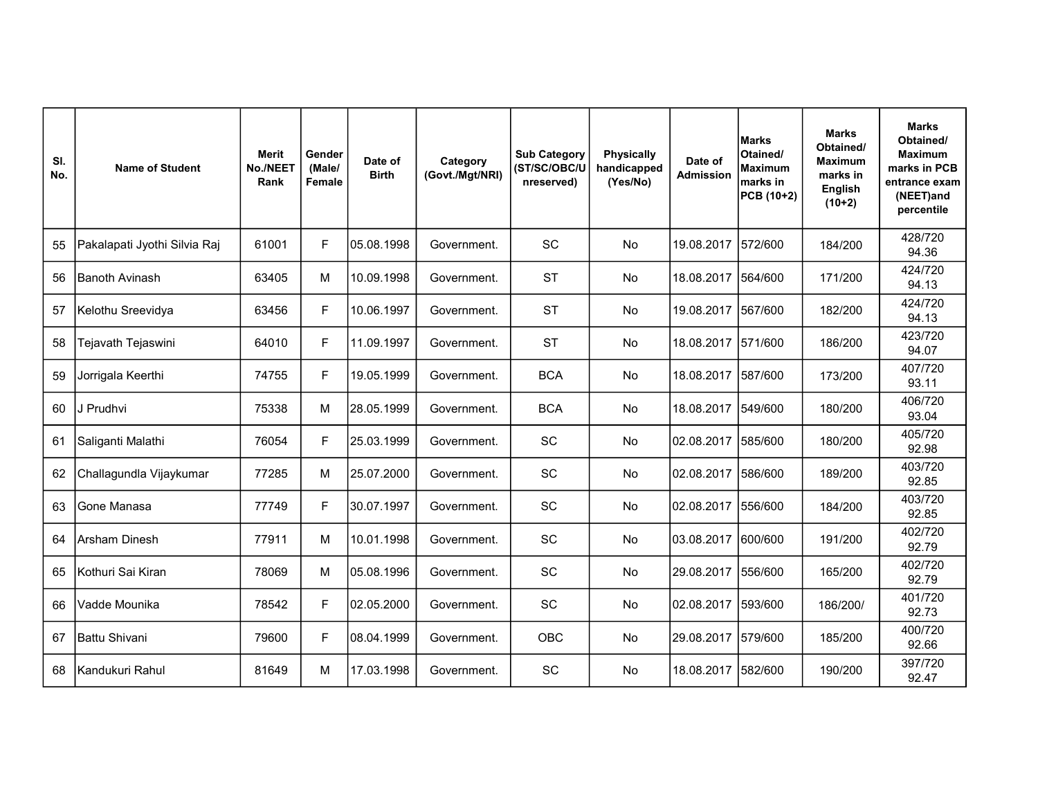| Sl. No. | Name of Student | Merit No./NEET Rank | Gender (Male/ Female | Date of Birth | Category (Govt./Mgt/NRI) | Sub Category (ST/SC/OBC/Unreserved) | Physically handicapped (Yes/No) | Date of Admission | Marks Otained/ Maximum marks in PCB (10+2) | Marks Obtained/ Maximum marks in English (10+2) | Marks Obtained/ Maximum marks in PCB entrance exam (NEET)and percentile |
|---|---|---|---|---|---|---|---|---|---|---|---|
| 55 | Pakalapati Jyothi Silvia Raj | 61001 | F | 05.08.1998 | Government. | SC | No | 19.08.2017 | 572/600 | 184/200 | 428/720 94.36 |
| 56 | Banoth Avinash | 63405 | M | 10.09.1998 | Government. | ST | No | 18.08.2017 | 564/600 | 171/200 | 424/720 94.13 |
| 57 | Kelothu Sreevidya | 63456 | F | 10.06.1997 | Government. | ST | No | 19.08.2017 | 567/600 | 182/200 | 424/720 94.13 |
| 58 | Tejavath Tejaswini | 64010 | F | 11.09.1997 | Government. | ST | No | 18.08.2017 | 571/600 | 186/200 | 423/720 94.07 |
| 59 | Jorrigala Keerthi | 74755 | F | 19.05.1999 | Government. | BCA | No | 18.08.2017 | 587/600 | 173/200 | 407/720 93.11 |
| 60 | J Prudhvi | 75338 | M | 28.05.1999 | Government. | BCA | No | 18.08.2017 | 549/600 | 180/200 | 406/720 93.04 |
| 61 | Saliganti Malathi | 76054 | F | 25.03.1999 | Government. | SC | No | 02.08.2017 | 585/600 | 180/200 | 405/720 92.98 |
| 62 | Challagundla Vijaykumar | 77285 | M | 25.07.2000 | Government. | SC | No | 02.08.2017 | 586/600 | 189/200 | 403/720 92.85 |
| 63 | Gone Manasa | 77749 | F | 30.07.1997 | Government. | SC | No | 02.08.2017 | 556/600 | 184/200 | 403/720 92.85 |
| 64 | Arsham Dinesh | 77911 | M | 10.01.1998 | Government. | SC | No | 03.08.2017 | 600/600 | 191/200 | 402/720 92.79 |
| 65 | Kothuri Sai Kiran | 78069 | M | 05.08.1996 | Government. | SC | No | 29.08.2017 | 556/600 | 165/200 | 402/720 92.79 |
| 66 | Vadde Mounika | 78542 | F | 02.05.2000 | Government. | SC | No | 02.08.2017 | 593/600 | 186/200/ | 401/720 92.73 |
| 67 | Battu Shivani | 79600 | F | 08.04.1999 | Government. | OBC | No | 29.08.2017 | 579/600 | 185/200 | 400/720 92.66 |
| 68 | Kandukuri Rahul | 81649 | M | 17.03.1998 | Government. | SC | No | 18.08.2017 | 582/600 | 190/200 | 397/720 92.47 |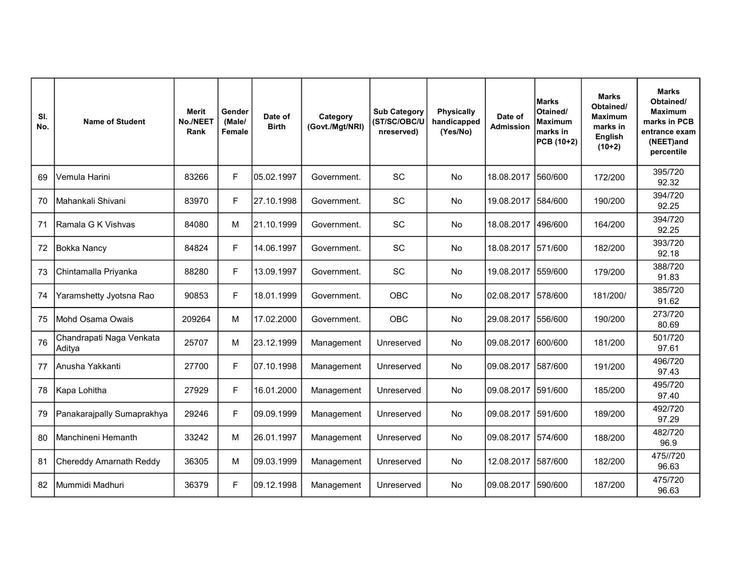| Sl. No. | Name of Student | Merit No./NEET Rank | Gender (Male/ Female | Date of Birth | Category (Govt./Mgt/NRI) | Sub Category (ST/SC/OBC/Unreserved) | Physically handicapped (Yes/No) | Date of Admission | Marks Otained/ Maximum marks in PCB (10+2) | Marks Obtained/ Maximum marks in English (10+2) | Marks Obtained/ Maximum marks in PCB entrance exam (NEET)and percentile |
|---|---|---|---|---|---|---|---|---|---|---|---|
| 69 | Vemula Harini | 83266 | F | 05.02.1997 | Government. | SC | No | 18.08.2017 | 560/600 | 172/200 | 395/720 92.32 |
| 70 | Mahankali Shivani | 83970 | F | 27.10.1998 | Government. | SC | No | 19.08.2017 | 584/600 | 190/200 | 394/720 92.25 |
| 71 | Ramala G K Vishvas | 84080 | M | 21.10.1999 | Government. | SC | No | 18.08.2017 | 496/600 | 164/200 | 394/720 92.25 |
| 72 | Bokka Nancy | 84824 | F | 14.06.1997 | Government. | SC | No | 18.08.2017 | 571/600 | 182/200 | 393/720 92.18 |
| 73 | Chintamalla Priyanka | 88280 | F | 13.09.1997 | Government. | SC | No | 19.08.2017 | 559/600 | 179/200 | 388/720 91.83 |
| 74 | Yaramshetty Jyotsna Rao | 90853 | F | 18.01.1999 | Government. | OBC | No | 02.08.2017 | 578/600 | 181/200/ | 385/720 91.62 |
| 75 | Mohd Osama Owais | 209264 | M | 17.02.2000 | Government. | OBC | No | 29.08.2017 | 556/600 | 190/200 | 273/720 80.69 |
| 76 | Chandrapati Naga Venkata Aditya | 25707 | M | 23.12.1999 | Management | Unreserved | No | 09.08.2017 | 600/600 | 181/200 | 501/720 97.61 |
| 77 | Anusha Yakkanti | 27700 | F | 07.10.1998 | Management | Unreserved | No | 09.08.2017 | 587/600 | 191/200 | 496/720 97.43 |
| 78 | Kapa Lohitha | 27929 | F | 16.01.2000 | Management | Unreserved | No | 09.08.2017 | 591/600 | 185/200 | 495/720 97.40 |
| 79 | Panakarajpally Sumaprakhya | 29246 | F | 09.09.1999 | Management | Unreserved | No | 09.08.2017 | 591/600 | 189/200 | 492/720 97.29 |
| 80 | Manchineni Hemanth | 33242 | M | 26.01.1997 | Management | Unreserved | No | 09.08.2017 | 574/600 | 188/200 | 482/720 96.9 |
| 81 | Chereddy Amarnath Reddy | 36305 | M | 09.03.1999 | Management | Unreserved | No | 12.08.2017 | 587/600 | 182/200 | 475//720 96.63 |
| 82 | Mummidi Madhuri | 36379 | F | 09.12.1998 | Management | Unreserved | No | 09.08.2017 | 590/600 | 187/200 | 475/720 96.63 |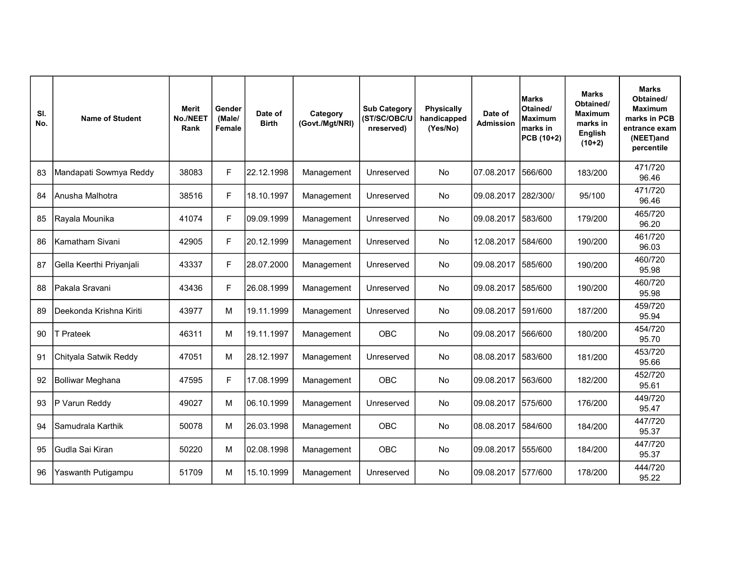| Sl. No. | Name of Student | Merit No./NEET Rank | Gender (Male/ Female | Date of Birth | Category (Govt./Mgt/NRI) | Sub Category (ST/SC/OBC/Unreserved) | Physically handicapped (Yes/No) | Date of Admission | Marks Otained/ Maximum marks in PCB (10+2) | Marks Obtained/ Maximum marks in English (10+2) | Marks Obtained/ Maximum marks in PCB entrance exam (NEET)and percentile |
|---|---|---|---|---|---|---|---|---|---|---|---|
| 83 | Mandapati Sowmya Reddy | 38083 | F | 22.12.1998 | Management | Unreserved | No | 07.08.2017 | 566/600 | 183/200 | 471/720 96.46 |
| 84 | Anusha Malhotra | 38516 | F | 18.10.1997 | Management | Unreserved | No | 09.08.2017 | 282/300/ | 95/100 | 471/720 96.46 |
| 85 | Rayala Mounika | 41074 | F | 09.09.1999 | Management | Unreserved | No | 09.08.2017 | 583/600 | 179/200 | 465/720 96.20 |
| 86 | Kamatham Sivani | 42905 | F | 20.12.1999 | Management | Unreserved | No | 12.08.2017 | 584/600 | 190/200 | 461/720 96.03 |
| 87 | Gella Keerthi Priyanjali | 43337 | F | 28.07.2000 | Management | Unreserved | No | 09.08.2017 | 585/600 | 190/200 | 460/720 95.98 |
| 88 | Pakala Sravani | 43436 | F | 26.08.1999 | Management | Unreserved | No | 09.08.2017 | 585/600 | 190/200 | 460/720 95.98 |
| 89 | Deekonda Krishna Kiriti | 43977 | M | 19.11.1999 | Management | Unreserved | No | 09.08.2017 | 591/600 | 187/200 | 459/720 95.94 |
| 90 | T Prateek | 46311 | M | 19.11.1997 | Management | OBC | No | 09.08.2017 | 566/600 | 180/200 | 454/720 95.70 |
| 91 | Chityala Satwik Reddy | 47051 | M | 28.12.1997 | Management | Unreserved | No | 08.08.2017 | 583/600 | 181/200 | 453/720 95.66 |
| 92 | Bolliwar Meghana | 47595 | F | 17.08.1999 | Management | OBC | No | 09.08.2017 | 563/600 | 182/200 | 452/720 95.61 |
| 93 | P Varun Reddy | 49027 | M | 06.10.1999 | Management | Unreserved | No | 09.08.2017 | 575/600 | 176/200 | 449/720 95.47 |
| 94 | Samudrala Karthik | 50078 | M | 26.03.1998 | Management | OBC | No | 08.08.2017 | 584/600 | 184/200 | 447/720 95.37 |
| 95 | Gudla Sai Kiran | 50220 | M | 02.08.1998 | Management | OBC | No | 09.08.2017 | 555/600 | 184/200 | 447/720 95.37 |
| 96 | Yaswanth Putigampu | 51709 | M | 15.10.1999 | Management | Unreserved | No | 09.08.2017 | 577/600 | 178/200 | 444/720 95.22 |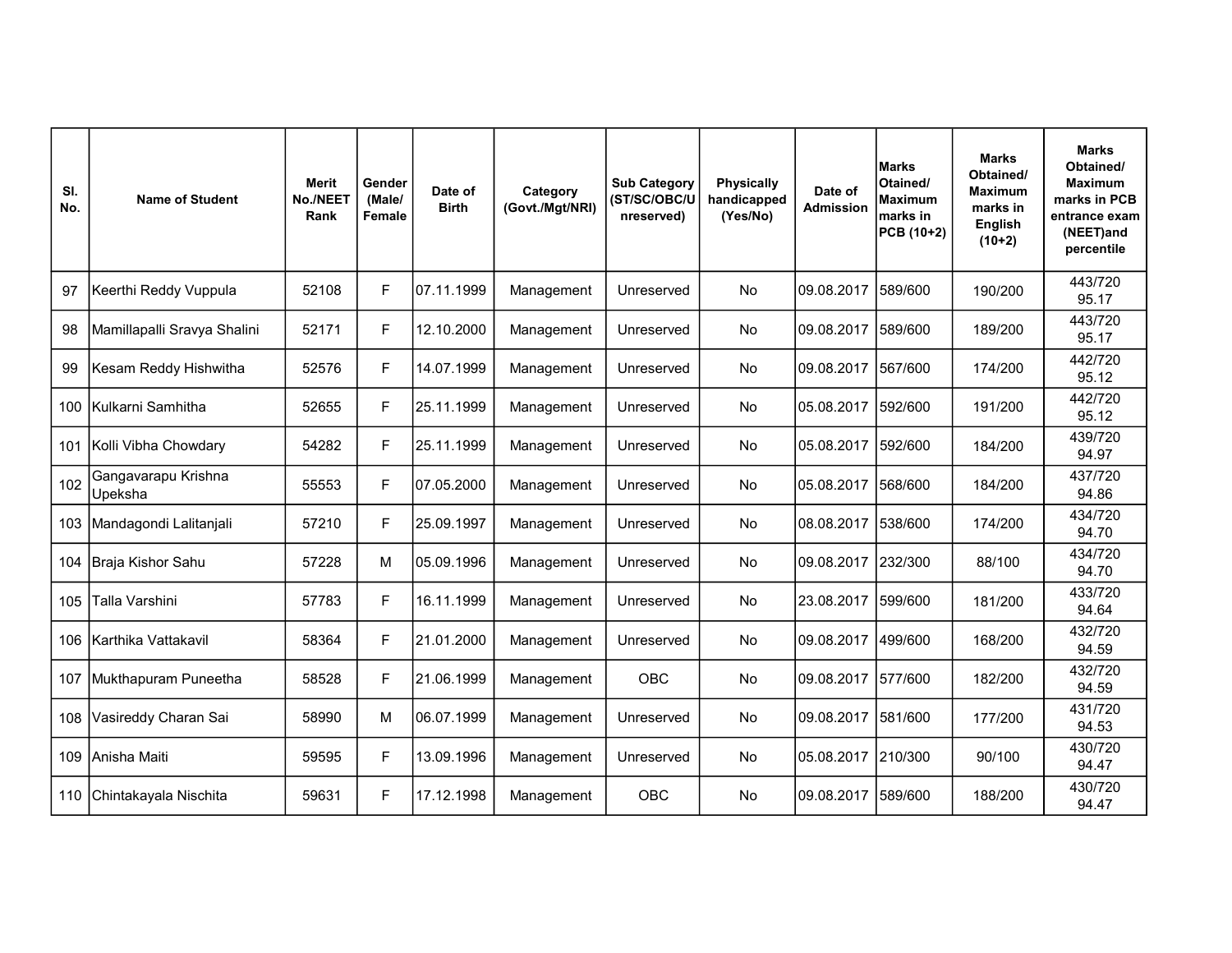| Sl. No. | Name of Student | Merit No./NEET Rank | Gender (Male/ Female | Date of Birth | Category (Govt./Mgt/NRI) | Sub Category (ST/SC/OBC/Unreserved) | Physically handicapped (Yes/No) | Date of Admission | Marks Otained/ Maximum marks in PCB (10+2) | Marks Obtained/ Maximum marks in English (10+2) | Marks Obtained/ Maximum marks in PCB entrance exam (NEET)and percentile |
|---|---|---|---|---|---|---|---|---|---|---|---|
| 97 | Keerthi Reddy Vuppula | 52108 | F | 07.11.1999 | Management | Unreserved | No | 09.08.2017 | 589/600 | 190/200 | 443/720 95.17 |
| 98 | Mamillapalli Sravya Shalini | 52171 | F | 12.10.2000 | Management | Unreserved | No | 09.08.2017 | 589/600 | 189/200 | 443/720 95.17 |
| 99 | Kesam Reddy Hishwitha | 52576 | F | 14.07.1999 | Management | Unreserved | No | 09.08.2017 | 567/600 | 174/200 | 442/720 95.12 |
| 100 | Kulkarni Samhitha | 52655 | F | 25.11.1999 | Management | Unreserved | No | 05.08.2017 | 592/600 | 191/200 | 442/720 95.12 |
| 101 | Kolli Vibha Chowdary | 54282 | F | 25.11.1999 | Management | Unreserved | No | 05.08.2017 | 592/600 | 184/200 | 439/720 94.97 |
| 102 | Gangavarapu Krishna Upeksha | 55553 | F | 07.05.2000 | Management | Unreserved | No | 05.08.2017 | 568/600 | 184/200 | 437/720 94.86 |
| 103 | Mandagondi Lalitanjali | 57210 | F | 25.09.1997 | Management | Unreserved | No | 08.08.2017 | 538/600 | 174/200 | 434/720 94.70 |
| 104 | Braja Kishor Sahu | 57228 | M | 05.09.1996 | Management | Unreserved | No | 09.08.2017 | 232/300 | 88/100 | 434/720 94.70 |
| 105 | Talla Varshini | 57783 | F | 16.11.1999 | Management | Unreserved | No | 23.08.2017 | 599/600 | 181/200 | 433/720 94.64 |
| 106 | Karthika Vattakavil | 58364 | F | 21.01.2000 | Management | Unreserved | No | 09.08.2017 | 499/600 | 168/200 | 432/720 94.59 |
| 107 | Mukthapuram Puneetha | 58528 | F | 21.06.1999 | Management | OBC | No | 09.08.2017 | 577/600 | 182/200 | 432/720 94.59 |
| 108 | Vasireddy Charan Sai | 58990 | M | 06.07.1999 | Management | Unreserved | No | 09.08.2017 | 581/600 | 177/200 | 431/720 94.53 |
| 109 | Anisha Maiti | 59595 | F | 13.09.1996 | Management | Unreserved | No | 05.08.2017 | 210/300 | 90/100 | 430/720 94.47 |
| 110 | Chintakayala Nischita | 59631 | F | 17.12.1998 | Management | OBC | No | 09.08.2017 | 589/600 | 188/200 | 430/720 94.47 |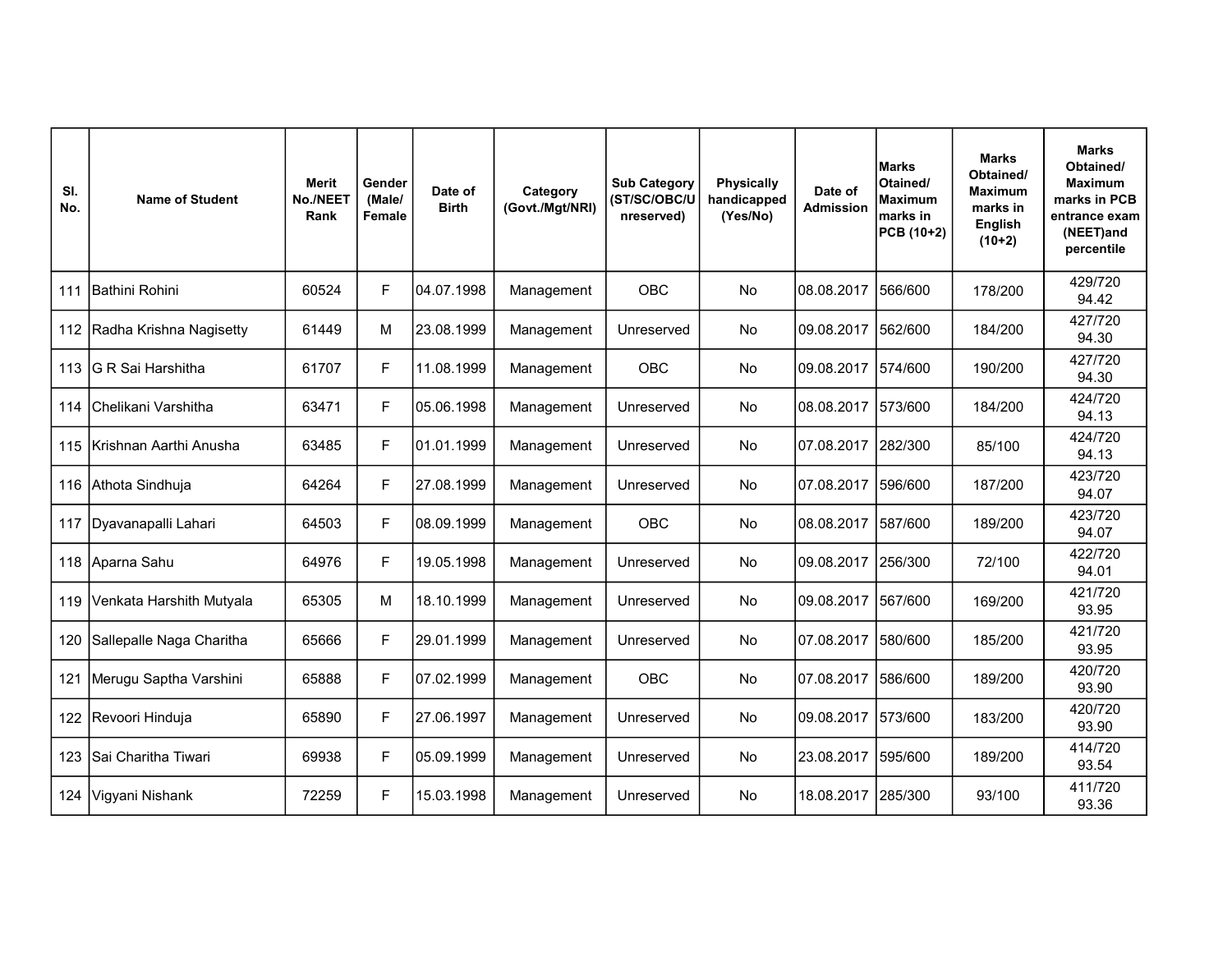| Sl. No. | Name of Student | Merit No./NEET Rank | Gender (Male/ Female | Date of Birth | Category (Govt./Mgt/NRI) | Sub Category (ST/SC/OBC/Unreserved) | Physically handicapped (Yes/No) | Date of Admission | Marks Otained/ Maximum marks in PCB (10+2) | Marks Obtained/ Maximum marks in English (10+2) | Marks Obtained/ Maximum marks in PCB entrance exam (NEET)and percentile |
|---|---|---|---|---|---|---|---|---|---|---|---|
| 111 | Bathini Rohini | 60524 | F | 04.07.1998 | Management | OBC | No | 08.08.2017 | 566/600 | 178/200 | 429/720 94.42 |
| 112 | Radha Krishna Nagisetty | 61449 | M | 23.08.1999 | Management | Unreserved | No | 09.08.2017 | 562/600 | 184/200 | 427/720 94.30 |
| 113 | G R Sai Harshitha | 61707 | F | 11.08.1999 | Management | OBC | No | 09.08.2017 | 574/600 | 190/200 | 427/720 94.30 |
| 114 | Chelikani Varshitha | 63471 | F | 05.06.1998 | Management | Unreserved | No | 08.08.2017 | 573/600 | 184/200 | 424/720 94.13 |
| 115 | Krishnan Aarthi Anusha | 63485 | F | 01.01.1999 | Management | Unreserved | No | 07.08.2017 | 282/300 | 85/100 | 424/720 94.13 |
| 116 | Athota Sindhuja | 64264 | F | 27.08.1999 | Management | Unreserved | No | 07.08.2017 | 596/600 | 187/200 | 423/720 94.07 |
| 117 | Dyavanapalli Lahari | 64503 | F | 08.09.1999 | Management | OBC | No | 08.08.2017 | 587/600 | 189/200 | 423/720 94.07 |
| 118 | Aparna Sahu | 64976 | F | 19.05.1998 | Management | Unreserved | No | 09.08.2017 | 256/300 | 72/100 | 422/720 94.01 |
| 119 | Venkata Harshith Mutyala | 65305 | M | 18.10.1999 | Management | Unreserved | No | 09.08.2017 | 567/600 | 169/200 | 421/720 93.95 |
| 120 | Sallepalle Naga Charitha | 65666 | F | 29.01.1999 | Management | Unreserved | No | 07.08.2017 | 580/600 | 185/200 | 421/720 93.95 |
| 121 | Merugu Saptha Varshini | 65888 | F | 07.02.1999 | Management | OBC | No | 07.08.2017 | 586/600 | 189/200 | 420/720 93.90 |
| 122 | Revoori Hinduja | 65890 | F | 27.06.1997 | Management | Unreserved | No | 09.08.2017 | 573/600 | 183/200 | 420/720 93.90 |
| 123 | Sai Charitha Tiwari | 69938 | F | 05.09.1999 | Management | Unreserved | No | 23.08.2017 | 595/600 | 189/200 | 414/720 93.54 |
| 124 | Vigyani Nishank | 72259 | F | 15.03.1998 | Management | Unreserved | No | 18.08.2017 | 285/300 | 93/100 | 411/720 93.36 |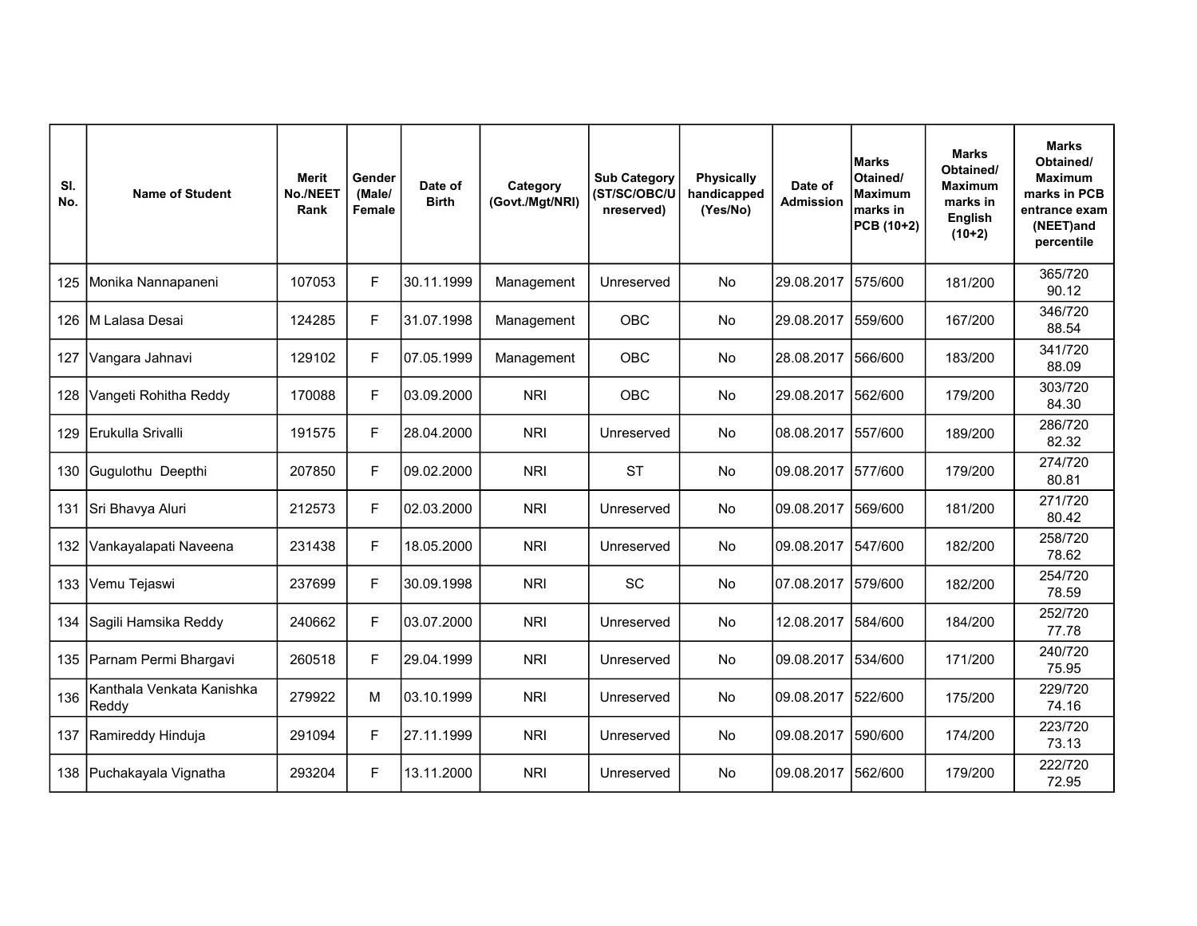| Sl. No. | Name of Student | Merit No./NEET Rank | Gender (Male/ Female | Date of Birth | Category (Govt./Mgt/NRI) | Sub Category (ST/SC/OBC/Unreserved) | Physically handicapped (Yes/No) | Date of Admission | Marks Otained/ Maximum marks in PCB (10+2) | Marks Obtained/ Maximum marks in English (10+2) | Marks Obtained/ Maximum marks in PCB entrance exam (NEET)and percentile |
|---|---|---|---|---|---|---|---|---|---|---|---|
| 125 | Monika Nannapaneni | 107053 | F | 30.11.1999 | Management | Unreserved | No | 29.08.2017 | 575/600 | 181/200 | 365/720 90.12 |
| 126 | M Lalasa Desai | 124285 | F | 31.07.1998 | Management | OBC | No | 29.08.2017 | 559/600 | 167/200 | 346/720 88.54 |
| 127 | Vangara Jahnavi | 129102 | F | 07.05.1999 | Management | OBC | No | 28.08.2017 | 566/600 | 183/200 | 341/720 88.09 |
| 128 | Vangeti Rohitha Reddy | 170088 | F | 03.09.2000 | NRI | OBC | No | 29.08.2017 | 562/600 | 179/200 | 303/720 84.30 |
| 129 | Erukulla Srivalli | 191575 | F | 28.04.2000 | NRI | Unreserved | No | 08.08.2017 | 557/600 | 189/200 | 286/720 82.32 |
| 130 | Gugulothu Deepthi | 207850 | F | 09.02.2000 | NRI | ST | No | 09.08.2017 | 577/600 | 179/200 | 274/720 80.81 |
| 131 | Sri Bhavya Aluri | 212573 | F | 02.03.2000 | NRI | Unreserved | No | 09.08.2017 | 569/600 | 181/200 | 271/720 80.42 |
| 132 | Vankayalapati Naveena | 231438 | F | 18.05.2000 | NRI | Unreserved | No | 09.08.2017 | 547/600 | 182/200 | 258/720 78.62 |
| 133 | Vemu Tejaswi | 237699 | F | 30.09.1998 | NRI | SC | No | 07.08.2017 | 579/600 | 182/200 | 254/720 78.59 |
| 134 | Sagili Hamsika Reddy | 240662 | F | 03.07.2000 | NRI | Unreserved | No | 12.08.2017 | 584/600 | 184/200 | 252/720 77.78 |
| 135 | Parnam Permi Bhargavi | 260518 | F | 29.04.1999 | NRI | Unreserved | No | 09.08.2017 | 534/600 | 171/200 | 240/720 75.95 |
| 136 | Kanthala Venkata Kanishka Reddy | 279922 | M | 03.10.1999 | NRI | Unreserved | No | 09.08.2017 | 522/600 | 175/200 | 229/720 74.16 |
| 137 | Ramireddy Hinduja | 291094 | F | 27.11.1999 | NRI | Unreserved | No | 09.08.2017 | 590/600 | 174/200 | 223/720 73.13 |
| 138 | Puchakayala Vignatha | 293204 | F | 13.11.2000 | NRI | Unreserved | No | 09.08.2017 | 562/600 | 179/200 | 222/720 72.95 |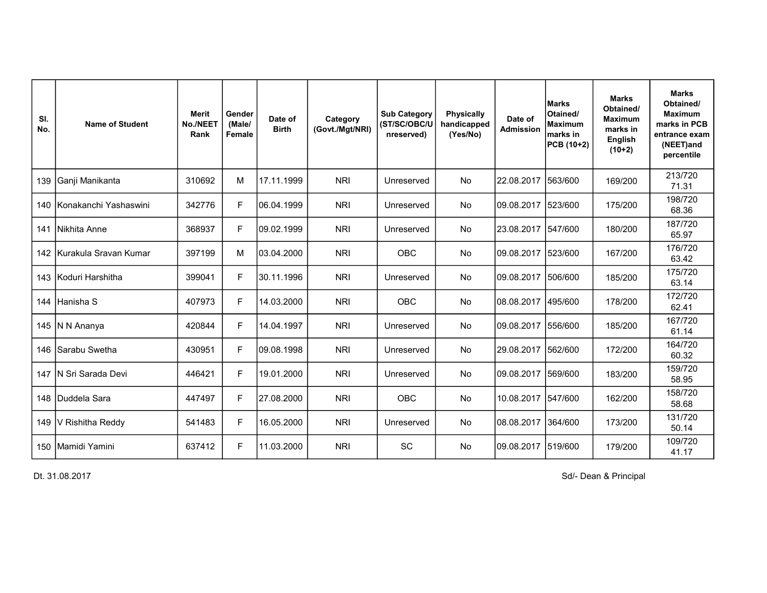| Sl. No. | Name of Student | Merit No./NEET Rank | Gender (Male/ Female | Date of Birth | Category (Govt./Mgt/NRI) | Sub Category (ST/SC/OBC/Unreserved) | Physically handicapped (Yes/No) | Date of Admission | Marks Otained/ Maximum marks in PCB (10+2) | Marks Obtained/ Maximum marks in English (10+2) | Marks Obtained/ Maximum marks in PCB entrance exam (NEET)and percentile |
|---|---|---|---|---|---|---|---|---|---|---|---|
| 139 | Ganji Manikanta | 310692 | M | 17.11.1999 | NRI | Unreserved | No | 22.08.2017 | 563/600 | 169/200 | 213/720 71.31 |
| 140 | Konakanchi Yashaswini | 342776 | F | 06.04.1999 | NRI | Unreserved | No | 09.08.2017 | 523/600 | 175/200 | 198/720 68.36 |
| 141 | Nikhita Anne | 368937 | F | 09.02.1999 | NRI | Unreserved | No | 23.08.2017 | 547/600 | 180/200 | 187/720 65.97 |
| 142 | Kurakula Sravan Kumar | 397199 | M | 03.04.2000 | NRI | OBC | No | 09.08.2017 | 523/600 | 167/200 | 176/720 63.42 |
| 143 | Koduri Harshitha | 399041 | F | 30.11.1996 | NRI | Unreserved | No | 09.08.2017 | 506/600 | 185/200 | 175/720 63.14 |
| 144 | Hanisha S | 407973 | F | 14.03.2000 | NRI | OBC | No | 08.08.2017 | 495/600 | 178/200 | 172/720 62.41 |
| 145 | N N Ananya | 420844 | F | 14.04.1997 | NRI | Unreserved | No | 09.08.2017 | 556/600 | 185/200 | 167/720 61.14 |
| 146 | Sarabu Swetha | 430951 | F | 09.08.1998 | NRI | Unreserved | No | 29.08.2017 | 562/600 | 172/200 | 164/720 60.32 |
| 147 | N Sri Sarada Devi | 446421 | F | 19.01.2000 | NRI | Unreserved | No | 09.08.2017 | 569/600 | 183/200 | 159/720 58.95 |
| 148 | Duddela Sara | 447497 | F | 27.08.2000 | NRI | OBC | No | 10.08.2017 | 547/600 | 162/200 | 158/720 58.68 |
| 149 | V Rishitha Reddy | 541483 | F | 16.05.2000 | NRI | Unreserved | No | 08.08.2017 | 364/600 | 173/200 | 131/720 50.14 |
| 150 | Mamidi Yamini | 637412 | F | 11.03.2000 | NRI | SC | No | 09.08.2017 | 519/600 | 179/200 | 109/720 41.17 |

Dt. 31.08.2017

Sd/- Dean & Principal